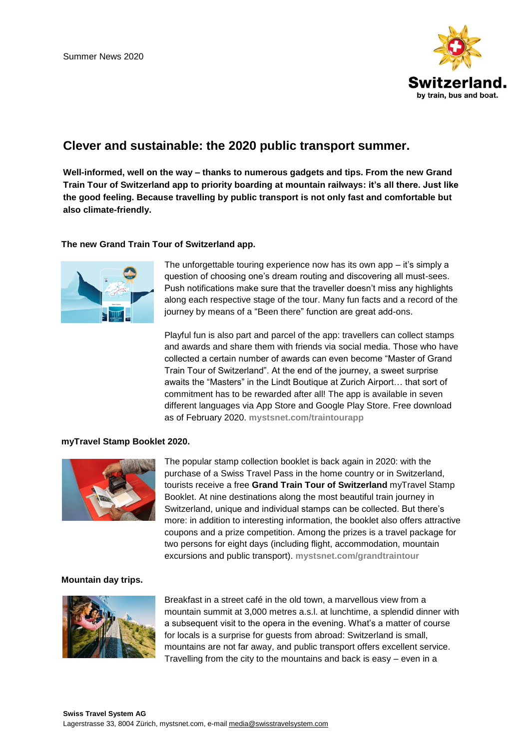Summer News 2020

# Clever and sustainable: the 2020 public transport summer.

**Well-informed, well on the way – thanks to numerous gadgets and tips. From the new Grand Train Tour of Switzerland app to priority boarding at mountain railways: it's all there. Just like the good feeling. Because travelling by public transport is not only fast and comfortable but also climate-friendly.**

### The new Grand Train Tour of Switzerland app.

The unforgettable touring experience now has its own app – it's simply a question of choosing one's dream routing and discovering all must-sees. Push notifications make sure that the traveller doesn't miss any highlights along each respective stage of the tour. Many fun facts and a record of the journey by means of a "Been there" function are great add-ons.

Playful fun is also part and parcel of the app: travellers can collect stamps and awards and share them with friends via social media. Those who have collected a certain number of awards can even become "Master of Grand Train Tour of Switzerland". At the end of the journey, a sweet surprise awaits the "Masters" in the Lindt Boutique at Zurich Airport… that sort of commitment has to be rewarded after all! The app is available in seven different languages via App Store and Google Play Store. Free download as of February 2020. **mystsnet.com/traintourapp**

### myTravel Stamp Booklet 2020.

The popular stamp collection booklet is back again in 2020: with the purchase of a Swiss Travel Pass in the home country or in Switzerland, tourists receive a free **Grand Train Tour of Switzerland** myTravel Stamp Booklet. At nine destinations along the most beautiful train journey in Switzerland, unique and individual stamps can be collected. But there's more: in addition to interesting information, the booklet also offers attractive coupons and a prize competition. Among the prizes is a travel package for two persons for eight days (including flight, accommodation, mountain excursions and public transport). **mystsnet.com/grandtraintour**

### Mountain day trips.

Breakfast in a street café in the old town, a marvellous view from a mountain summit at 3,000 metres a.s.l. at lunchtime, a splendid dinner with a subsequent visit to the opera in the evening. What's a matter of course for locals is a surprise for guests from abroad: Switzerland is small, mountains are not far away, and public transport offers excellent service. Travelling from the city to the mountains and back is easy – even in a

**Swiss Travel System AG**
Lagerstrasse 33, 8004 Zürich, mystsnet.com, e-mail media@swisstravelsystem.com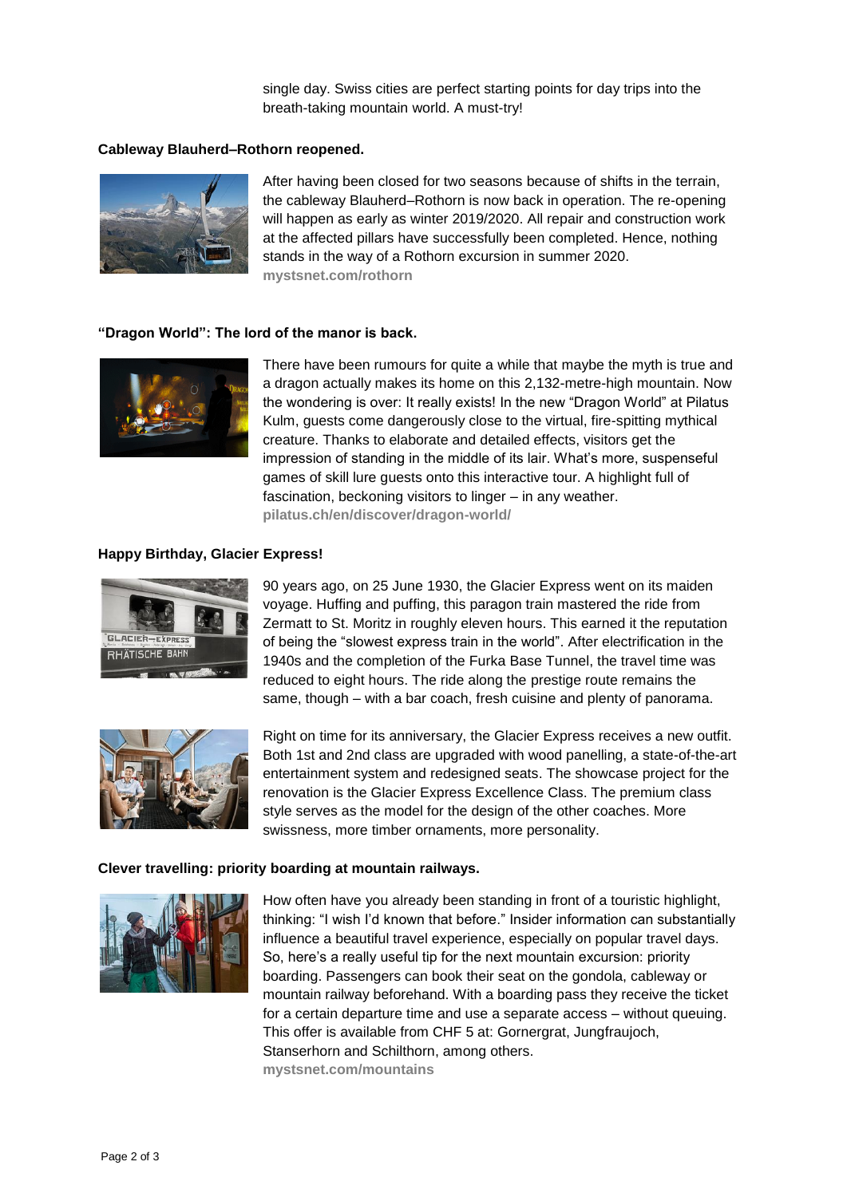single day. Swiss cities are perfect starting points for day trips into the breath-taking mountain world. A must-try!

**Cableway Blauherd–Rothorn reopened.**

After having been closed for two seasons because of shifts in the terrain, the cableway Blauherd–Rothorn is now back in operation. The re-opening will happen as early as winter 2019/2020. All repair and construction work at the affected pillars have successfully been completed. Hence, nothing stands in the way of a Rothorn excursion in summer 2020.
**mystsnet.com/rothorn**

**"Dragon World": The lord of the manor is back.**

There have been rumours for quite a while that maybe the myth is true and a dragon actually makes its home on this 2,132-metre-high mountain. Now the wondering is over: It really exists! In the new "Dragon World" at Pilatus Kulm, guests come dangerously close to the virtual, fire-spitting mythical creature. Thanks to elaborate and detailed effects, visitors get the impression of standing in the middle of its lair. What's more, suspenseful games of skill lure guests onto this interactive tour. A highlight full of fascination, beckoning visitors to linger – in any weather.
**pilatus.ch/en/discover/dragon-world/**

**Happy Birthday, Glacier Express!**

90 years ago, on 25 June 1930, the Glacier Express went on its maiden voyage. Huffing and puffing, this paragon train mastered the ride from Zermatt to St. Moritz in roughly eleven hours. This earned it the reputation of being the "slowest express train in the world". After electrification in the 1940s and the completion of the Furka Base Tunnel, the travel time was reduced to eight hours. The ride along the prestige route remains the same, though – with a bar coach, fresh cuisine and plenty of panorama.

Right on time for its anniversary, the Glacier Express receives a new outfit. Both 1st and 2nd class are upgraded with wood panelling, a state-of-the-art entertainment system and redesigned seats. The showcase project for the renovation is the Glacier Express Excellence Class. The premium class style serves as the model for the design of the other coaches. More swissness, more timber ornaments, more personality.

**Clever travelling: priority boarding at mountain railways.**

How often have you already been standing in front of a touristic highlight, thinking: "I wish I'd known that before." Insider information can substantially influence a beautiful travel experience, especially on popular travel days. So, here's a really useful tip for the next mountain excursion: priority boarding. Passengers can book their seat on the gondola, cableway or mountain railway beforehand. With a boarding pass they receive the ticket for a certain departure time and use a separate access – without queuing. This offer is available from CHF 5 at: Gornergrat, Jungfraujoch, Stanserhorn and Schilthorn, among others.
**mystsnet.com/mountains**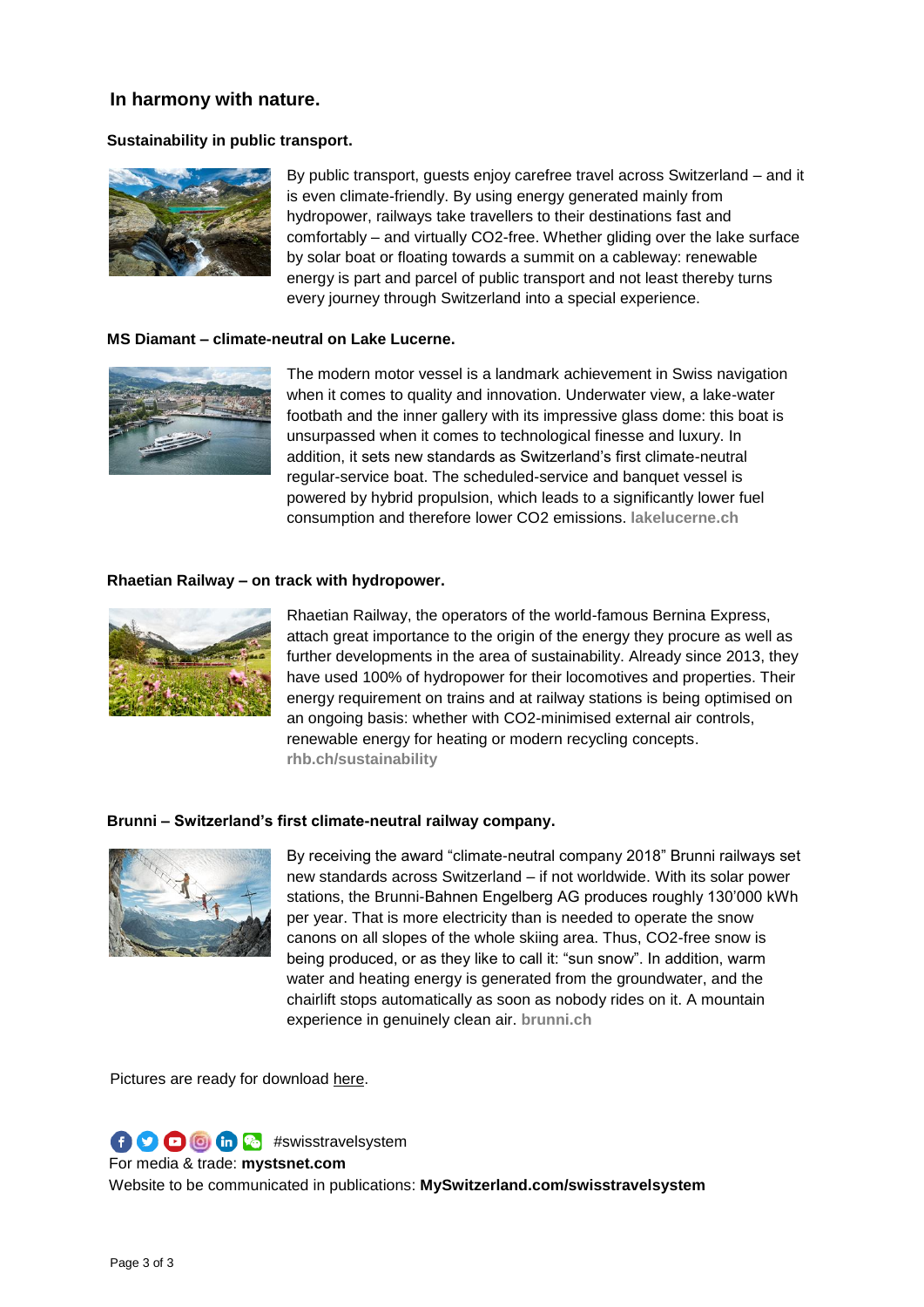## In harmony with nature.

### Sustainability in public transport.

By public transport, guests enjoy carefree travel across Switzerland – and it is even climate-friendly. By using energy generated mainly from hydropower, railways take travellers to their destinations fast and comfortably – and virtually CO2-free. Whether gliding over the lake surface by solar boat or floating towards a summit on a cableway: renewable energy is part and parcel of public transport and not least thereby turns every journey through Switzerland into a special experience.

### MS Diamant – climate-neutral on Lake Lucerne.

The modern motor vessel is a landmark achievement in Swiss navigation when it comes to quality and innovation. Underwater view, a lake-water footbath and the inner gallery with its impressive glass dome: this boat is unsurpassed when it comes to technological finesse and luxury. In addition, it sets new standards as Switzerland's first climate-neutral regular-service boat. The scheduled-service and banquet vessel is powered by hybrid propulsion, which leads to a significantly lower fuel consumption and therefore lower CO2 emissions. **lakelucerne.ch**

### Rhaetian Railway – on track with hydropower.

Rhaetian Railway, the operators of the world-famous Bernina Express, attach great importance to the origin of the energy they procure as well as further developments in the area of sustainability. Already since 2013, they have used 100% of hydropower for their locomotives and properties. Their energy requirement on trains and at railway stations is being optimised on an ongoing basis: whether with CO2-minimised external air controls, renewable energy for heating or modern recycling concepts. **rhb.ch/sustainability**

### Brunni – Switzerland's first climate-neutral railway company.

By receiving the award "climate-neutral company 2018" Brunni railways set new standards across Switzerland – if not worldwide. With its solar power stations, the Brunni-Bahnen Engelberg AG produces roughly 130'000 kWh per year. That is more electricity than is needed to operate the snow canons on all slopes of the whole skiing area. Thus, CO2-free snow is being produced, or as they like to call it: "sun snow". In addition, warm water and heating energy is generated from the groundwater, and the chairlift stops automatically as soon as nobody rides on it. A mountain experience in genuinely clean air. **brunni.ch**

Pictures are ready for download here.

#swisstravelsystem
For media & trade: **mystsnet.com**
Website to be communicated in publications: **MySwitzerland.com/swisstravelsystem**